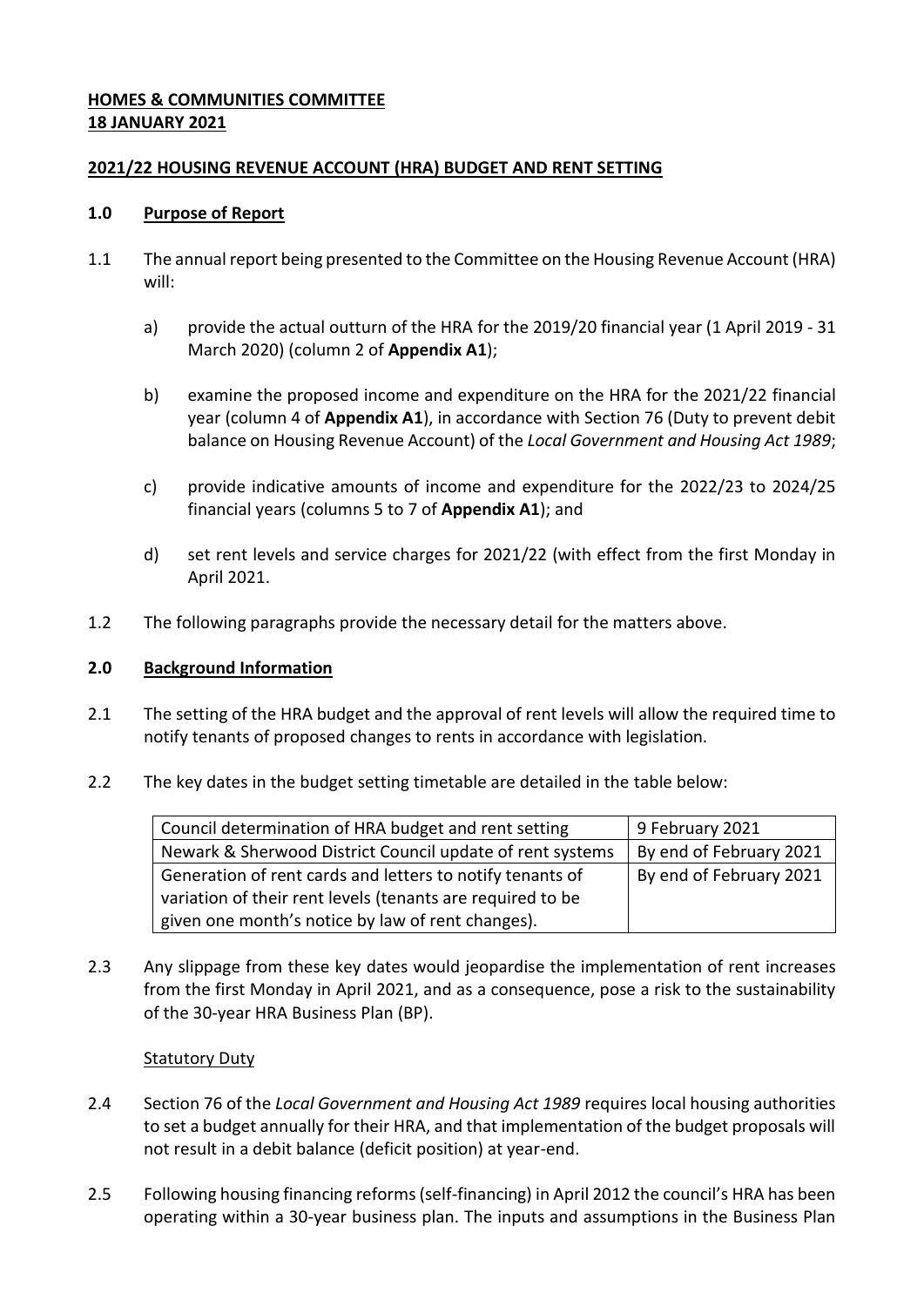**HOMES & COMMUNITIES COMMITTEE**
**18 JANUARY 2021**

**2021/22 HOUSING REVENUE ACCOUNT (HRA) BUDGET AND RENT SETTING**

**1.0 Purpose of Report**

1.1 The annual report being presented to the Committee on the Housing Revenue Account (HRA) will:

a) provide the actual outturn of the HRA for the 2019/20 financial year (1 April 2019 - 31 March 2020) (column 2 of **Appendix A1**);

b) examine the proposed income and expenditure on the HRA for the 2021/22 financial year (column 4 of **Appendix A1**), in accordance with Section 76 (Duty to prevent debit balance on Housing Revenue Account) of the *Local Government and Housing Act 1989*;

c) provide indicative amounts of income and expenditure for the 2022/23 to 2024/25 financial years (columns 5 to 7 of **Appendix A1**); and

d) set rent levels and service charges for 2021/22 (with effect from the first Monday in April 2021.

1.2 The following paragraphs provide the necessary detail for the matters above.

**2.0 Background Information**

2.1 The setting of the HRA budget and the approval of rent levels will allow the required time to notify tenants of proposed changes to rents in accordance with legislation.

2.2 The key dates in the budget setting timetable are detailed in the table below:

| | |
|---|---|
| Council determination of HRA budget and rent setting | 9 February 2021 |
| Newark & Sherwood District Council update of rent systems | By end of February 2021 |
| Generation of rent cards and letters to notify tenants of variation of their rent levels (tenants are required to be given one month's notice by law of rent changes). | By end of February 2021 |

2.3 Any slippage from these key dates would jeopardise the implementation of rent increases from the first Monday in April 2021, and as a consequence, pose a risk to the sustainability of the 30-year HRA Business Plan (BP).

Statutory Duty

2.4 Section 76 of the *Local Government and Housing Act 1989* requires local housing authorities to set a budget annually for their HRA, and that implementation of the budget proposals will not result in a debit balance (deficit position) at year-end.

2.5 Following housing financing reforms (self-financing) in April 2012 the council's HRA has been operating within a 30-year business plan. The inputs and assumptions in the Business Plan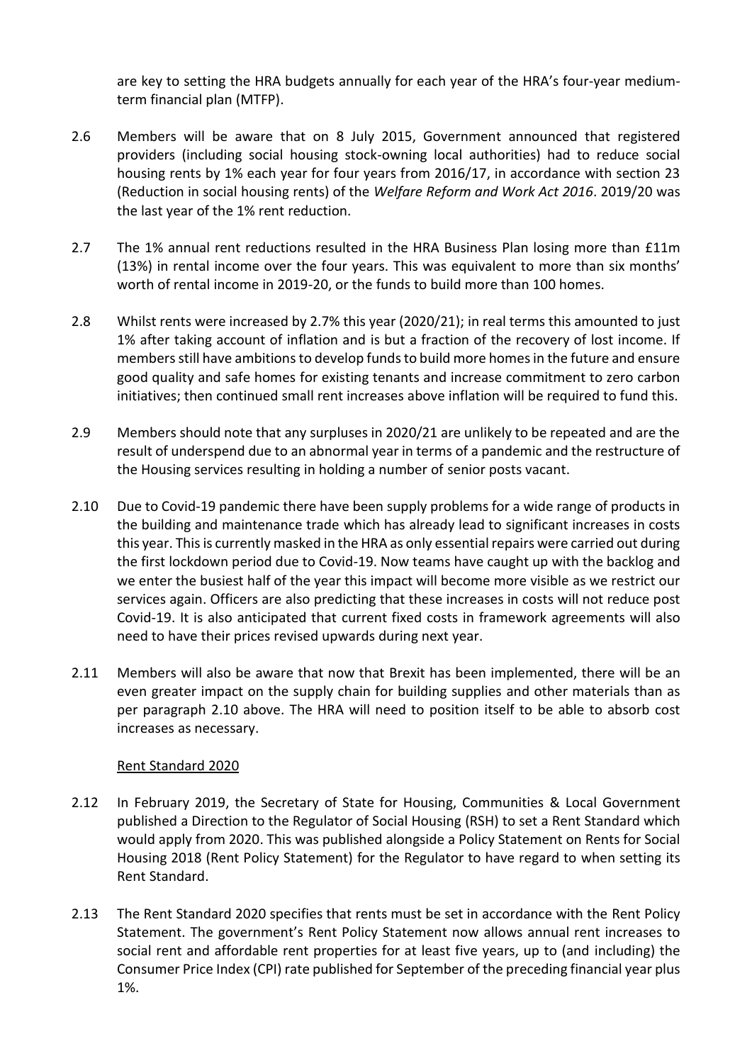are key to setting the HRA budgets annually for each year of the HRA's four-year medium-term financial plan (MTFP).

2.6 Members will be aware that on 8 July 2015, Government announced that registered providers (including social housing stock-owning local authorities) had to reduce social housing rents by 1% each year for four years from 2016/17, in accordance with section 23 (Reduction in social housing rents) of the *Welfare Reform and Work Act 2016*. 2019/20 was the last year of the 1% rent reduction.

2.7 The 1% annual rent reductions resulted in the HRA Business Plan losing more than £11m (13%) in rental income over the four years. This was equivalent to more than six months' worth of rental income in 2019-20, or the funds to build more than 100 homes.

2.8 Whilst rents were increased by 2.7% this year (2020/21); in real terms this amounted to just 1% after taking account of inflation and is but a fraction of the recovery of lost income. If members still have ambitions to develop funds to build more homes in the future and ensure good quality and safe homes for existing tenants and increase commitment to zero carbon initiatives; then continued small rent increases above inflation will be required to fund this.

2.9 Members should note that any surpluses in 2020/21 are unlikely to be repeated and are the result of underspend due to an abnormal year in terms of a pandemic and the restructure of the Housing services resulting in holding a number of senior posts vacant.

2.10 Due to Covid-19 pandemic there have been supply problems for a wide range of products in the building and maintenance trade which has already lead to significant increases in costs this year. This is currently masked in the HRA as only essential repairs were carried out during the first lockdown period due to Covid-19. Now teams have caught up with the backlog and we enter the busiest half of the year this impact will become more visible as we restrict our services again. Officers are also predicting that these increases in costs will not reduce post Covid-19. It is also anticipated that current fixed costs in framework agreements will also need to have their prices revised upwards during next year.

2.11 Members will also be aware that now that Brexit has been implemented, there will be an even greater impact on the supply chain for building supplies and other materials than as per paragraph 2.10 above. The HRA will need to position itself to be able to absorb cost increases as necessary.

### Rent Standard 2020

2.12 In February 2019, the Secretary of State for Housing, Communities & Local Government published a Direction to the Regulator of Social Housing (RSH) to set a Rent Standard which would apply from 2020. This was published alongside a Policy Statement on Rents for Social Housing 2018 (Rent Policy Statement) for the Regulator to have regard to when setting its Rent Standard.

2.13 The Rent Standard 2020 specifies that rents must be set in accordance with the Rent Policy Statement. The government's Rent Policy Statement now allows annual rent increases to social rent and affordable rent properties for at least five years, up to (and including) the Consumer Price Index (CPI) rate published for September of the preceding financial year plus 1%.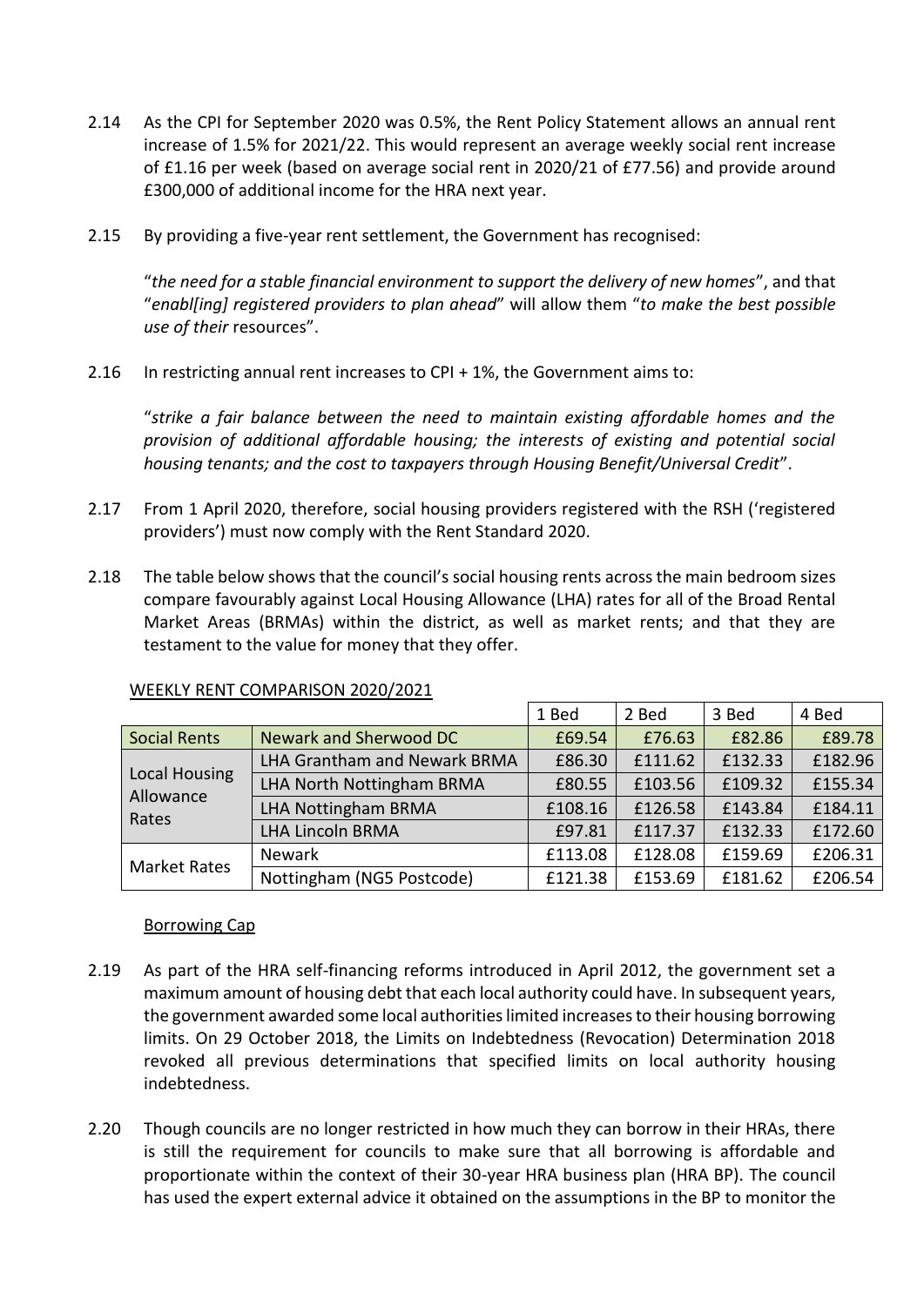2.14 As the CPI for September 2020 was 0.5%, the Rent Policy Statement allows an annual rent increase of 1.5% for 2021/22. This would represent an average weekly social rent increase of £1.16 per week (based on average social rent in 2020/21 of £77.56) and provide around £300,000 of additional income for the HRA next year.

2.15 By providing a five-year rent settlement, the Government has recognised:

"*the need for a stable financial environment to support the delivery of new homes*", and that "*enabl[ing] registered providers to plan ahead*" will allow them "*to make the best possible use of their* resources".

2.16 In restricting annual rent increases to CPI + 1%, the Government aims to:

"*strike a fair balance between the need to maintain existing affordable homes and the provision of additional affordable housing; the interests of existing and potential social housing tenants; and the cost to taxpayers through Housing Benefit/Universal Credit*".

2.17 From 1 April 2020, therefore, social housing providers registered with the RSH ('registered providers') must now comply with the Rent Standard 2020.

2.18 The table below shows that the council's social housing rents across the main bedroom sizes compare favourably against Local Housing Allowance (LHA) rates for all of the Broad Rental Market Areas (BRMAs) within the district, as well as market rents; and that they are testament to the value for money that they offer.

WEEKLY RENT COMPARISON 2020/2021

| | | 1 Bed | 2 Bed | 3 Bed | 4 Bed |
|---|---|---|---|---|---|
| Social Rents | Newark and Sherwood DC | £69.54 | £76.63 | £82.86 | £89.78 |
| Local Housing Allowance Rates | LHA Grantham and Newark BRMA | £86.30 | £111.62 | £132.33 | £182.96 |
| | LHA North Nottingham BRMA | £80.55 | £103.56 | £109.32 | £155.34 |
| | LHA Nottingham BRMA | £108.16 | £126.58 | £143.84 | £184.11 |
| | LHA Lincoln BRMA | £97.81 | £117.37 | £132.33 | £172.60 |
| Market Rates | Newark | £113.08 | £128.08 | £159.69 | £206.31 |
| | Nottingham (NG5 Postcode) | £121.38 | £153.69 | £181.62 | £206.54 |

Borrowing Cap

2.19 As part of the HRA self-financing reforms introduced in April 2012, the government set a maximum amount of housing debt that each local authority could have. In subsequent years, the government awarded some local authorities limited increases to their housing borrowing limits. On 29 October 2018, the Limits on Indebtedness (Revocation) Determination 2018 revoked all previous determinations that specified limits on local authority housing indebtedness.

2.20 Though councils are no longer restricted in how much they can borrow in their HRAs, there is still the requirement for councils to make sure that all borrowing is affordable and proportionate within the context of their 30-year HRA business plan (HRA BP). The council has used the expert external advice it obtained on the assumptions in the BP to monitor the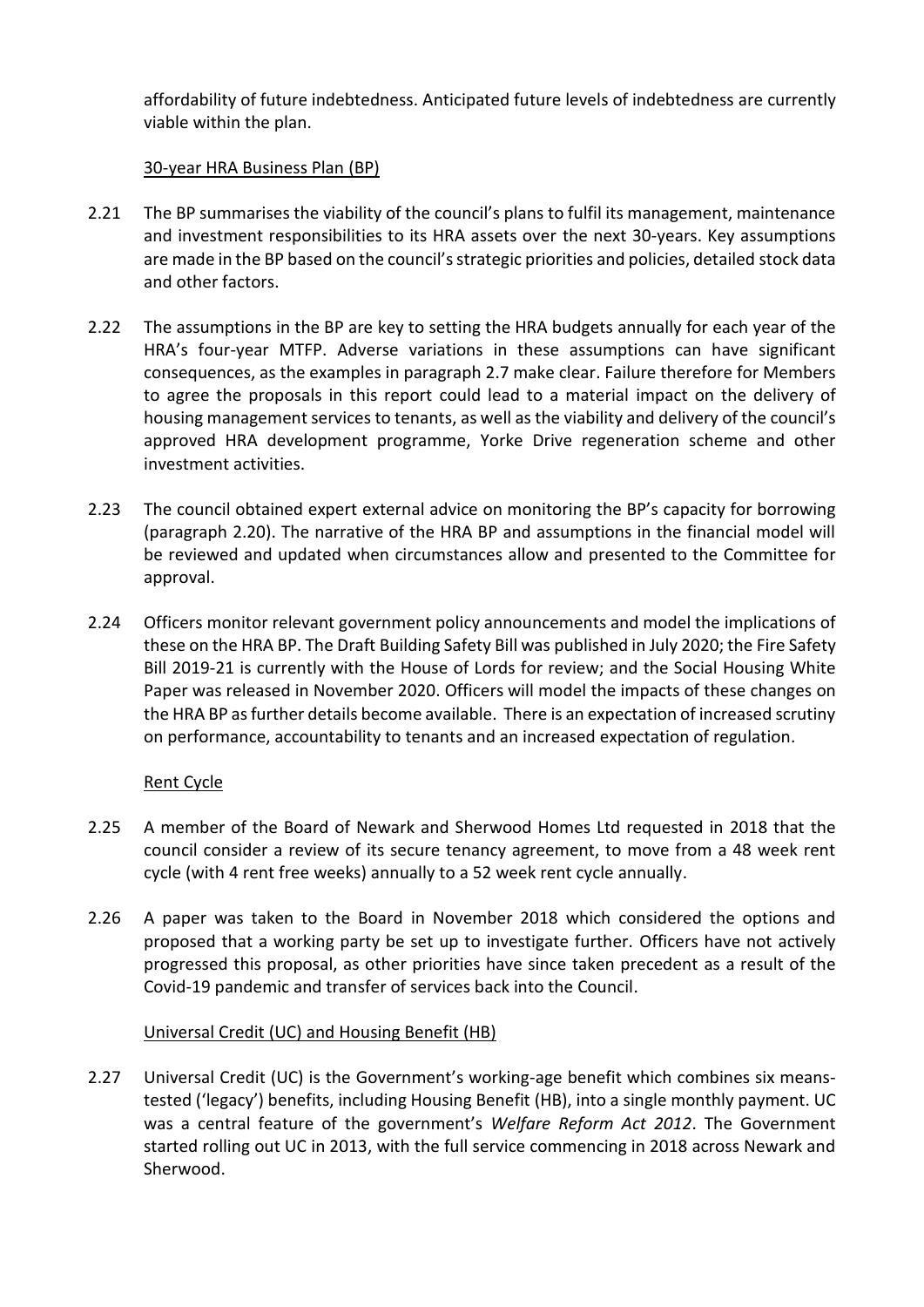affordability of future indebtedness. Anticipated future levels of indebtedness are currently viable within the plan.

30-year HRA Business Plan (BP)

2.21 The BP summarises the viability of the council's plans to fulfil its management, maintenance and investment responsibilities to its HRA assets over the next 30-years. Key assumptions are made in the BP based on the council's strategic priorities and policies, detailed stock data and other factors.

2.22 The assumptions in the BP are key to setting the HRA budgets annually for each year of the HRA's four-year MTFP. Adverse variations in these assumptions can have significant consequences, as the examples in paragraph 2.7 make clear. Failure therefore for Members to agree the proposals in this report could lead to a material impact on the delivery of housing management services to tenants, as well as the viability and delivery of the council's approved HRA development programme, Yorke Drive regeneration scheme and other investment activities.

2.23 The council obtained expert external advice on monitoring the BP's capacity for borrowing (paragraph 2.20). The narrative of the HRA BP and assumptions in the financial model will be reviewed and updated when circumstances allow and presented to the Committee for approval.

2.24 Officers monitor relevant government policy announcements and model the implications of these on the HRA BP. The Draft Building Safety Bill was published in July 2020; the Fire Safety Bill 2019-21 is currently with the House of Lords for review; and the Social Housing White Paper was released in November 2020. Officers will model the impacts of these changes on the HRA BP as further details become available. There is an expectation of increased scrutiny on performance, accountability to tenants and an increased expectation of regulation.

Rent Cycle

2.25 A member of the Board of Newark and Sherwood Homes Ltd requested in 2018 that the council consider a review of its secure tenancy agreement, to move from a 48 week rent cycle (with 4 rent free weeks) annually to a 52 week rent cycle annually.

2.26 A paper was taken to the Board in November 2018 which considered the options and proposed that a working party be set up to investigate further. Officers have not actively progressed this proposal, as other priorities have since taken precedent as a result of the Covid-19 pandemic and transfer of services back into the Council.

Universal Credit (UC) and Housing Benefit (HB)

2.27 Universal Credit (UC) is the Government's working-age benefit which combines six means-tested ('legacy') benefits, including Housing Benefit (HB), into a single monthly payment. UC was a central feature of the government's *Welfare Reform Act 2012*. The Government started rolling out UC in 2013, with the full service commencing in 2018 across Newark and Sherwood.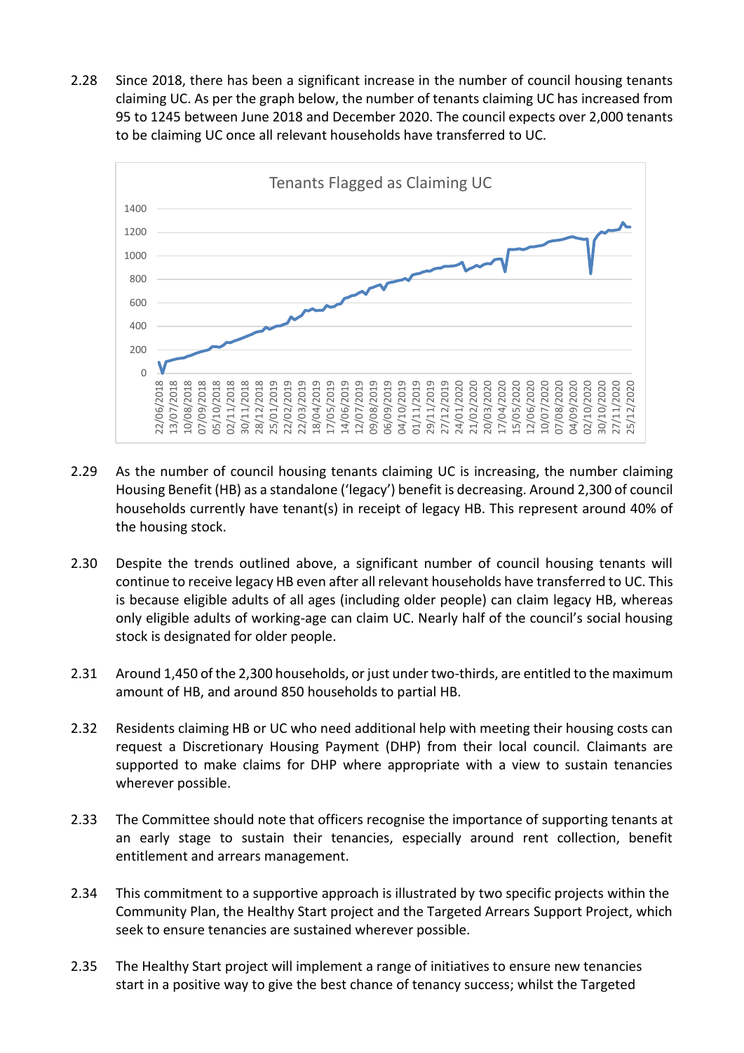2.28 Since 2018, there has been a significant increase in the number of council housing tenants claiming UC. As per the graph below, the number of tenants claiming UC has increased from 95 to 1245 between June 2018 and December 2020. The council expects over 2,000 tenants to be claiming UC once all relevant households have transferred to UC.

2.29 As the number of council housing tenants claiming UC is increasing, the number claiming Housing Benefit (HB) as a standalone ('legacy') benefit is decreasing. Around 2,300 of council households currently have tenant(s) in receipt of legacy HB. This represent around 40% of the housing stock.

2.30 Despite the trends outlined above, a significant number of council housing tenants will continue to receive legacy HB even after all relevant households have transferred to UC. This is because eligible adults of all ages (including older people) can claim legacy HB, whereas only eligible adults of working-age can claim UC. Nearly half of the council's social housing stock is designated for older people.

2.31 Around 1,450 of the 2,300 households, or just under two-thirds, are entitled to the maximum amount of HB, and around 850 households to partial HB.

2.32 Residents claiming HB or UC who need additional help with meeting their housing costs can request a Discretionary Housing Payment (DHP) from their local council. Claimants are supported to make claims for DHP where appropriate with a view to sustain tenancies wherever possible.

2.33 The Committee should note that officers recognise the importance of supporting tenants at an early stage to sustain their tenancies, especially around rent collection, benefit entitlement and arrears management.

2.34 This commitment to a supportive approach is illustrated by two specific projects within the Community Plan, the Healthy Start project and the Targeted Arrears Support Project, which seek to ensure tenancies are sustained wherever possible.

2.35 The Healthy Start project will implement a range of initiatives to ensure new tenancies start in a positive way to give the best chance of tenancy success; whilst the Targeted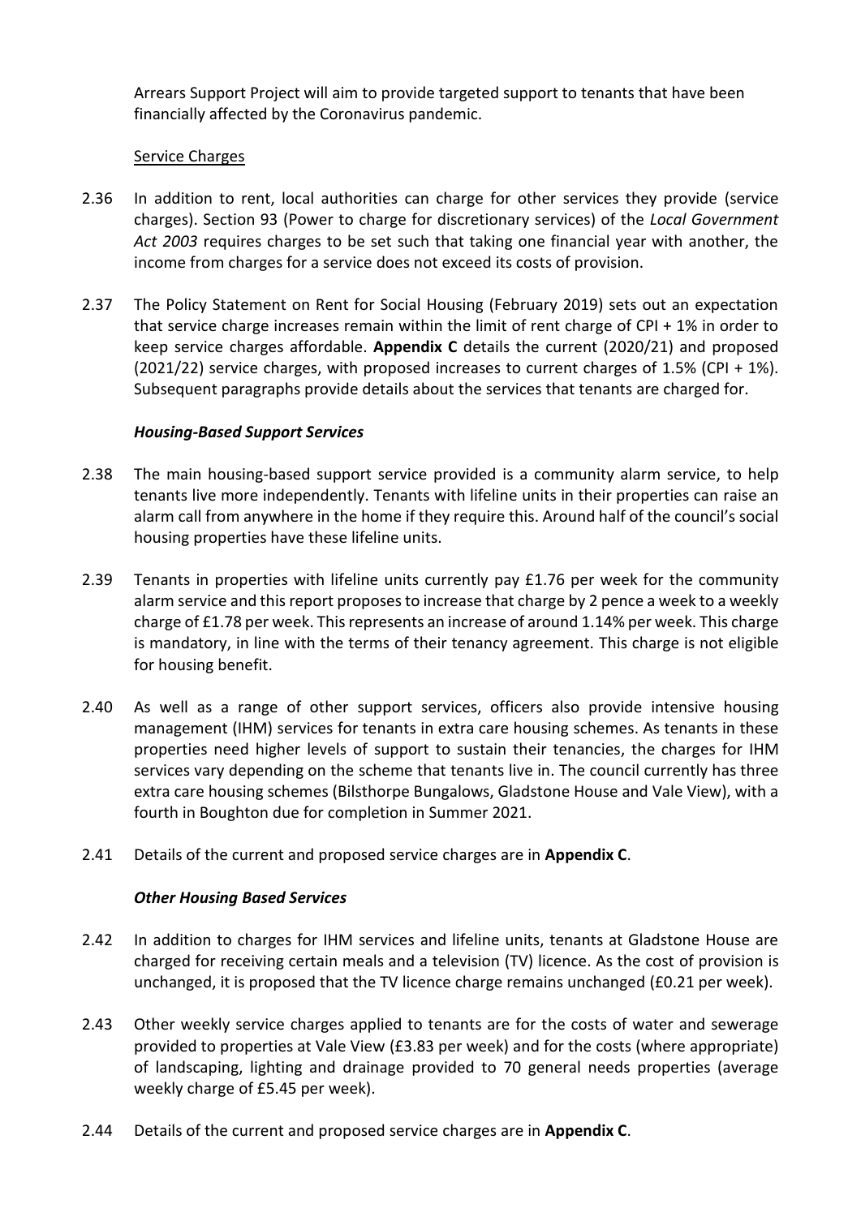Arrears Support Project will aim to provide targeted support to tenants that have been financially affected by the Coronavirus pandemic.

Service Charges

2.36 In addition to rent, local authorities can charge for other services they provide (service charges). Section 93 (Power to charge for discretionary services) of the *Local Government Act 2003* requires charges to be set such that taking one financial year with another, the income from charges for a service does not exceed its costs of provision.

2.37 The Policy Statement on Rent for Social Housing (February 2019) sets out an expectation that service charge increases remain within the limit of rent charge of CPI + 1% in order to keep service charges affordable. **Appendix C** details the current (2020/21) and proposed (2021/22) service charges, with proposed increases to current charges of 1.5% (CPI + 1%). Subsequent paragraphs provide details about the services that tenants are charged for.

***Housing-Based Support Services***

2.38 The main housing-based support service provided is a community alarm service, to help tenants live more independently. Tenants with lifeline units in their properties can raise an alarm call from anywhere in the home if they require this. Around half of the council's social housing properties have these lifeline units.

2.39 Tenants in properties with lifeline units currently pay £1.76 per week for the community alarm service and this report proposes to increase that charge by 2 pence a week to a weekly charge of £1.78 per week. This represents an increase of around 1.14% per week. This charge is mandatory, in line with the terms of their tenancy agreement. This charge is not eligible for housing benefit.

2.40 As well as a range of other support services, officers also provide intensive housing management (IHM) services for tenants in extra care housing schemes. As tenants in these properties need higher levels of support to sustain their tenancies, the charges for IHM services vary depending on the scheme that tenants live in. The council currently has three extra care housing schemes (Bilsthorpe Bungalows, Gladstone House and Vale View), with a fourth in Boughton due for completion in Summer 2021.

2.41 Details of the current and proposed service charges are in **Appendix C**.

***Other Housing Based Services***

2.42 In addition to charges for IHM services and lifeline units, tenants at Gladstone House are charged for receiving certain meals and a television (TV) licence. As the cost of provision is unchanged, it is proposed that the TV licence charge remains unchanged (£0.21 per week).

2.43 Other weekly service charges applied to tenants are for the costs of water and sewerage provided to properties at Vale View (£3.83 per week) and for the costs (where appropriate) of landscaping, lighting and drainage provided to 70 general needs properties (average weekly charge of £5.45 per week).

2.44 Details of the current and proposed service charges are in **Appendix C**.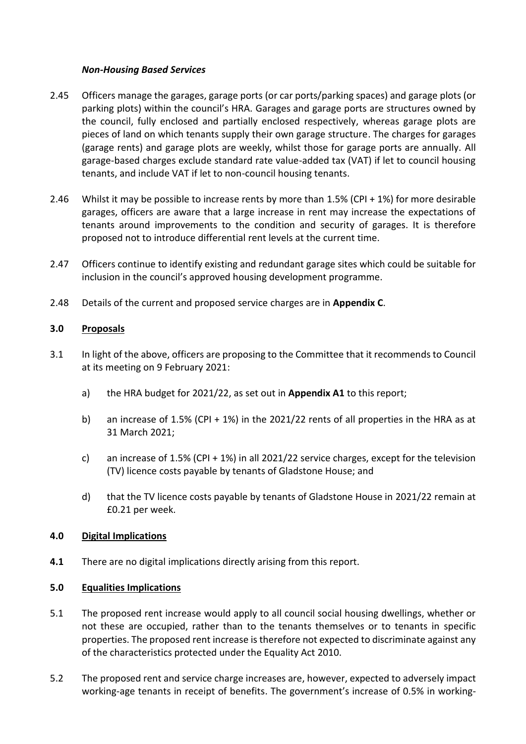***Non-Housing Based Services***

2.45 Officers manage the garages, garage ports (or car ports/parking spaces) and garage plots (or parking plots) within the council's HRA. Garages and garage ports are structures owned by the council, fully enclosed and partially enclosed respectively, whereas garage plots are pieces of land on which tenants supply their own garage structure. The charges for garages (garage rents) and garage plots are weekly, whilst those for garage ports are annually. All garage-based charges exclude standard rate value-added tax (VAT) if let to council housing tenants, and include VAT if let to non-council housing tenants.

2.46 Whilst it may be possible to increase rents by more than 1.5% (CPI + 1%) for more desirable garages, officers are aware that a large increase in rent may increase the expectations of tenants around improvements to the condition and security of garages. It is therefore proposed not to introduce differential rent levels at the current time.

2.47 Officers continue to identify existing and redundant garage sites which could be suitable for inclusion in the council's approved housing development programme.

2.48 Details of the current and proposed service charges are in **Appendix C**.

## 3.0 Proposals

3.1 In light of the above, officers are proposing to the Committee that it recommends to Council at its meeting on 9 February 2021:

a) the HRA budget for 2021/22, as set out in **Appendix A1** to this report;

b) an increase of 1.5% (CPI + 1%) in the 2021/22 rents of all properties in the HRA as at 31 March 2021;

c) an increase of 1.5% (CPI + 1%) in all 2021/22 service charges, except for the television (TV) licence costs payable by tenants of Gladstone House; and

d) that the TV licence costs payable by tenants of Gladstone House in 2021/22 remain at £0.21 per week.

## 4.0 Digital Implications

**4.1** There are no digital implications directly arising from this report.

## 5.0 Equalities Implications

5.1 The proposed rent increase would apply to all council social housing dwellings, whether or not these are occupied, rather than to the tenants themselves or to tenants in specific properties. The proposed rent increase is therefore not expected to discriminate against any of the characteristics protected under the Equality Act 2010.

5.2 The proposed rent and service charge increases are, however, expected to adversely impact working-age tenants in receipt of benefits. The government's increase of 0.5% in working-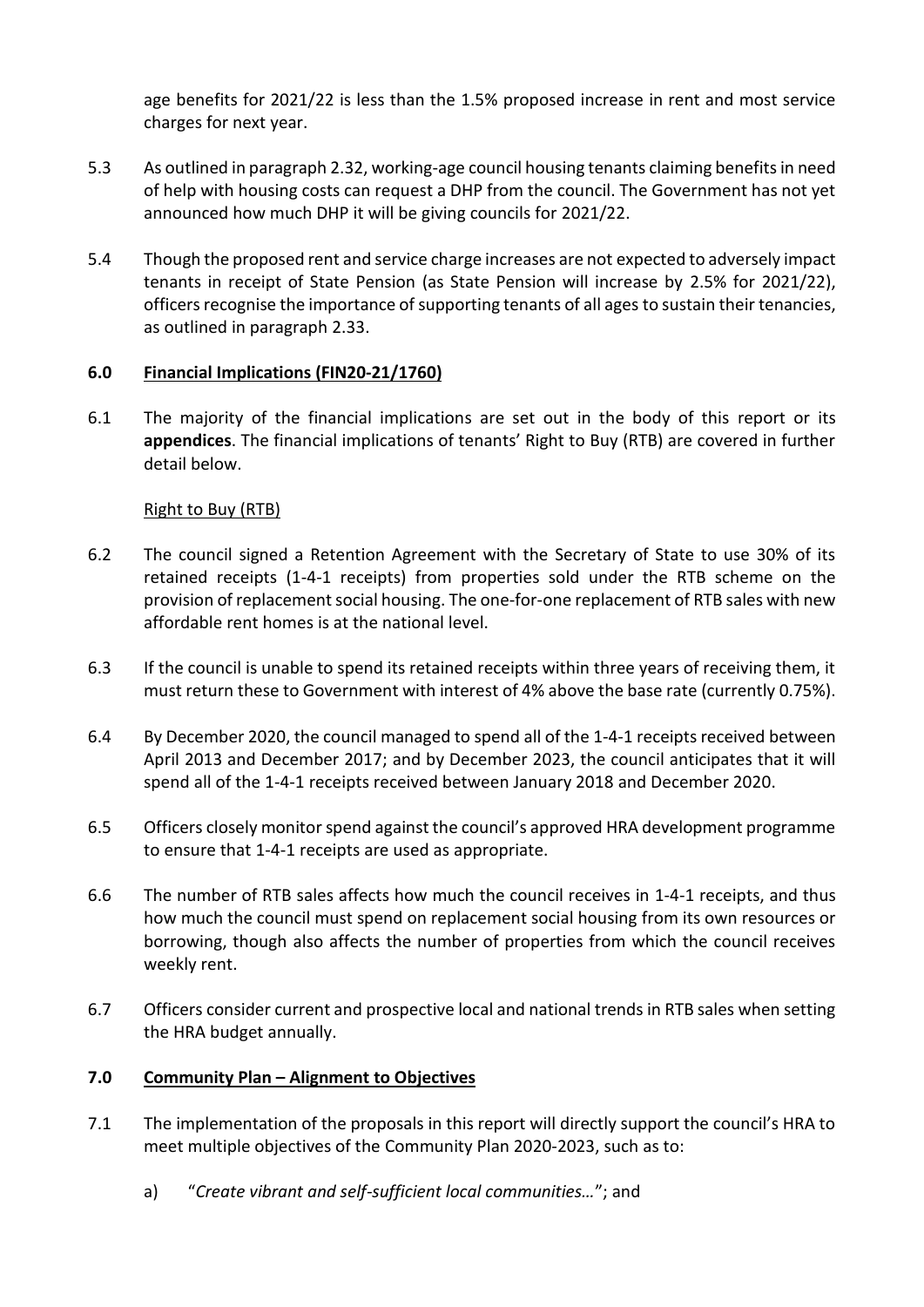age benefits for 2021/22 is less than the 1.5% proposed increase in rent and most service charges for next year.

5.3 As outlined in paragraph 2.32, working-age council housing tenants claiming benefits in need of help with housing costs can request a DHP from the council. The Government has not yet announced how much DHP it will be giving councils for 2021/22.

5.4 Though the proposed rent and service charge increases are not expected to adversely impact tenants in receipt of State Pension (as State Pension will increase by 2.5% for 2021/22), officers recognise the importance of supporting tenants of all ages to sustain their tenancies, as outlined in paragraph 2.33.

## 6.0 Financial Implications (FIN20-21/1760)

6.1 The majority of the financial implications are set out in the body of this report or its **appendices**. The financial implications of tenants' Right to Buy (RTB) are covered in further detail below.

Right to Buy (RTB)

6.2 The council signed a Retention Agreement with the Secretary of State to use 30% of its retained receipts (1-4-1 receipts) from properties sold under the RTB scheme on the provision of replacement social housing. The one-for-one replacement of RTB sales with new affordable rent homes is at the national level.

6.3 If the council is unable to spend its retained receipts within three years of receiving them, it must return these to Government with interest of 4% above the base rate (currently 0.75%).

6.4 By December 2020, the council managed to spend all of the 1-4-1 receipts received between April 2013 and December 2017; and by December 2023, the council anticipates that it will spend all of the 1-4-1 receipts received between January 2018 and December 2020.

6.5 Officers closely monitor spend against the council's approved HRA development programme to ensure that 1-4-1 receipts are used as appropriate.

6.6 The number of RTB sales affects how much the council receives in 1-4-1 receipts, and thus how much the council must spend on replacement social housing from its own resources or borrowing, though also affects the number of properties from which the council receives weekly rent.

6.7 Officers consider current and prospective local and national trends in RTB sales when setting the HRA budget annually.

## 7.0 Community Plan – Alignment to Objectives

7.1 The implementation of the proposals in this report will directly support the council's HRA to meet multiple objectives of the Community Plan 2020-2023, such as to:

a) "*Create vibrant and self-sufficient local communities…*"; and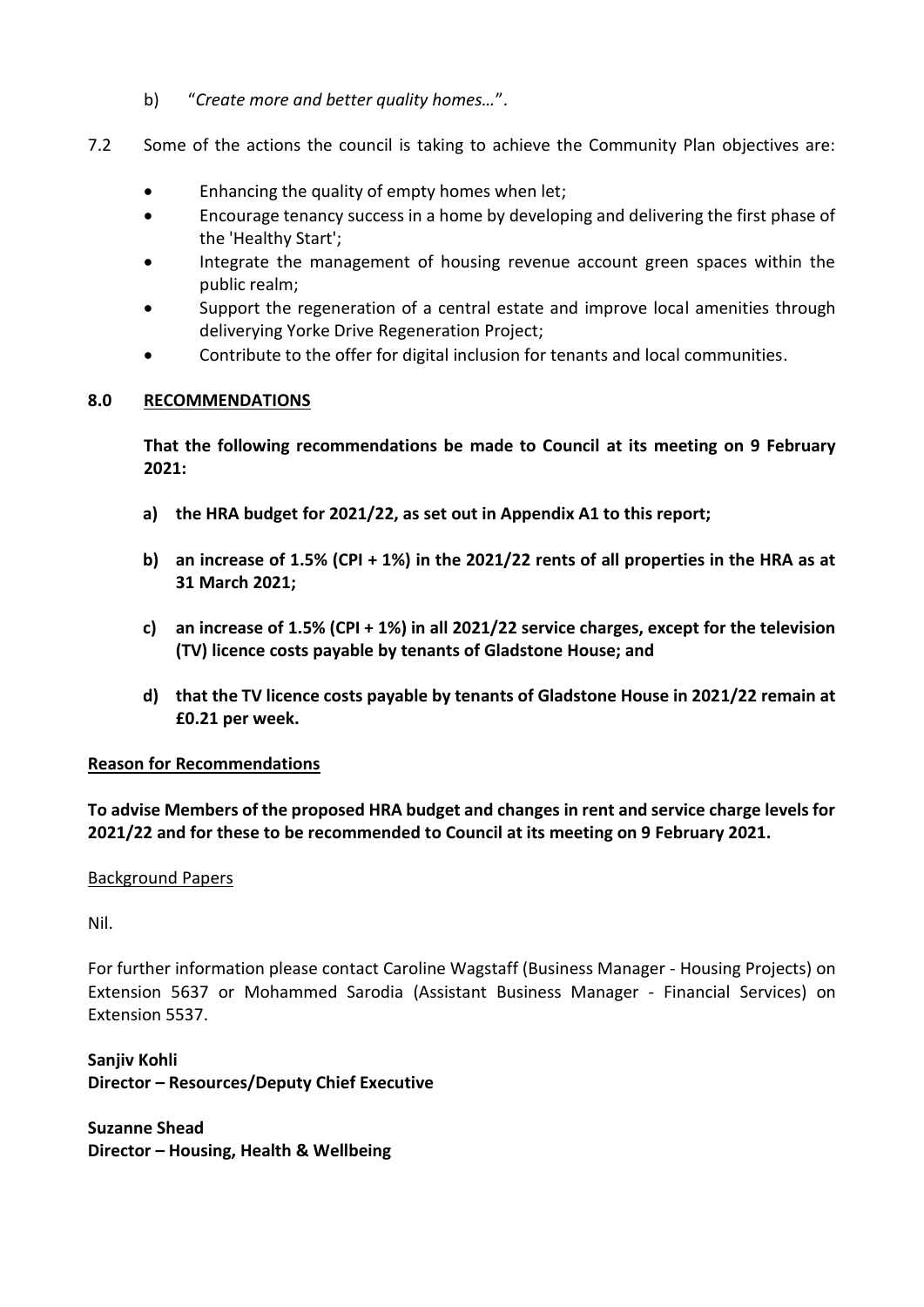b) "*Create more and better quality homes…*".

7.2 Some of the actions the council is taking to achieve the Community Plan objectives are:

- Enhancing the quality of empty homes when let;
- Encourage tenancy success in a home by developing and delivering the first phase of the 'Healthy Start';
- Integrate the management of housing revenue account green spaces within the public realm;
- Support the regeneration of a central estate and improve local amenities through deliverying Yorke Drive Regeneration Project;
- Contribute to the offer for digital inclusion for tenants and local communities.

## 8.0 RECOMMENDATIONS

**That the following recommendations be made to Council at its meeting on 9 February 2021:**

**a) the HRA budget for 2021/22, as set out in Appendix A1 to this report;**

**b) an increase of 1.5% (CPI + 1%) in the 2021/22 rents of all properties in the HRA as at 31 March 2021;**

**c) an increase of 1.5% (CPI + 1%) in all 2021/22 service charges, except for the television (TV) licence costs payable by tenants of Gladstone House; and**

**d) that the TV licence costs payable by tenants of Gladstone House in 2021/22 remain at £0.21 per week.**

**Reason for Recommendations**

**To advise Members of the proposed HRA budget and changes in rent and service charge levels for 2021/22 and for these to be recommended to Council at its meeting on 9 February 2021.**

Background Papers

Nil.

For further information please contact Caroline Wagstaff (Business Manager - Housing Projects) on Extension 5637 or Mohammed Sarodia (Assistant Business Manager - Financial Services) on Extension 5537.

**Sanjiv Kohli**
**Director – Resources/Deputy Chief Executive**

**Suzanne Shead**
**Director – Housing, Health & Wellbeing**